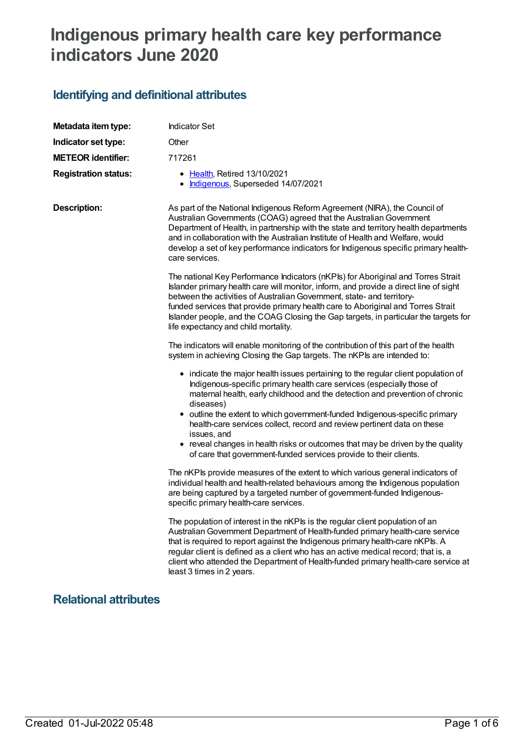# Indigenous primary health care key performance indicators June 2020

## Identifying and definitional attributes

| | |
|---|---|
| **Metadata item type:** | Indicator Set |
| **Indicator set type:** | Other |
| **METEOR identifier:** | 717261 |
| **Registration status:** | • Health, Retired 13/10/2021<br>• Indigenous, Superseded 14/07/2021 |

**Description:**

As part of the National Indigenous Reform Agreement (NIRA), the Council of Australian Governments (COAG) agreed that the Australian Government Department of Health, in partnership with the state and territory health departments and in collaboration with the Australian Institute of Health and Welfare, would develop a set of key performance indicators for Indigenous specific primary health-care services.

The national Key Performance Indicators (nKPIs) for Aboriginal and Torres Strait Islander primary health care will monitor, inform, and provide a direct line of sight between the activities of Australian Government, state- and territory-funded services that provide primary health care to Aboriginal and Torres Strait Islander people, and the COAG Closing the Gap targets, in particular the targets for life expectancy and child mortality.

The indicators will enable monitoring of the contribution of this part of the health system in achieving Closing the Gap targets. The nKPIs are intended to:

- indicate the major health issues pertaining to the regular client population of Indigenous-specific primary health care services (especially those of maternal health, early childhood and the detection and prevention of chronic diseases)
- outline the extent to which government-funded Indigenous-specific primary health-care services collect, record and review pertinent data on these issues, and
- reveal changes in health risks or outcomes that may be driven by the quality of care that government-funded services provide to their clients.

The nKPIs provide measures of the extent to which various general indicators of individual health and health-related behaviours among the Indigenous population are being captured by a targeted number of government-funded Indigenous-specific primary health-care services.

The population of interest in the nKPIs is the regular client population of an Australian Government Department of Health-funded primary health-care service that is required to report against the Indigenous primary health-care nKPIs. A regular client is defined as a client who has an active medical record; that is, a client who attended the Department of Health-funded primary health-care service at least 3 times in 2 years.

## Relational attributes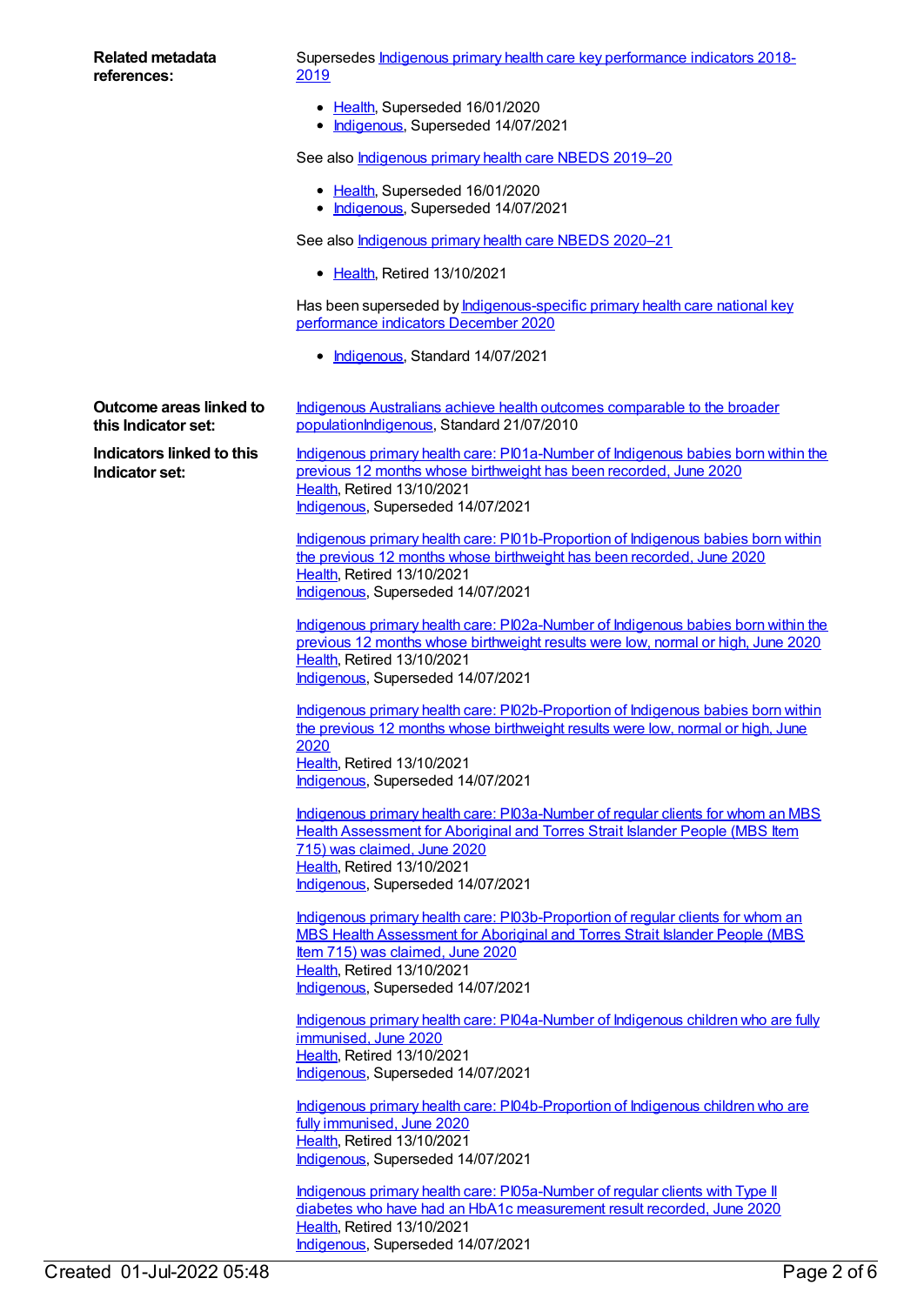**Related metadata references:**

Supersedes Indigenous primary health care key performance indicators 2018-2019

- Health, Superseded 16/01/2020
- Indigenous, Superseded 14/07/2021

See also Indigenous primary health care NBEDS 2019–20

- Health, Superseded 16/01/2020
- Indigenous, Superseded 14/07/2021

See also Indigenous primary health care NBEDS 2020–21

- Health, Retired 13/10/2021

Has been superseded by Indigenous-specific primary health care national key performance indicators December 2020

- Indigenous, Standard 14/07/2021

**Outcome areas linked to this Indicator set:**

Indigenous Australians achieve health outcomes comparable to the broader populationIndigenous, Standard 21/07/2010

**Indicators linked to this Indicator set:**

Indigenous primary health care: PI01a-Number of Indigenous babies born within the previous 12 months whose birthweight has been recorded, June 2020
Health, Retired 13/10/2021
Indigenous, Superseded 14/07/2021

Indigenous primary health care: PI01b-Proportion of Indigenous babies born within the previous 12 months whose birthweight has been recorded, June 2020
Health, Retired 13/10/2021
Indigenous, Superseded 14/07/2021

Indigenous primary health care: PI02a-Number of Indigenous babies born within the previous 12 months whose birthweight results were low, normal or high, June 2020
Health, Retired 13/10/2021
Indigenous, Superseded 14/07/2021

Indigenous primary health care: PI02b-Proportion of Indigenous babies born within the previous 12 months whose birthweight results were low, normal or high, June 2020
Health, Retired 13/10/2021
Indigenous, Superseded 14/07/2021

Indigenous primary health care: PI03a-Number of regular clients for whom an MBS Health Assessment for Aboriginal and Torres Strait Islander People (MBS Item 715) was claimed, June 2020
Health, Retired 13/10/2021
Indigenous, Superseded 14/07/2021

Indigenous primary health care: PI03b-Proportion of regular clients for whom an MBS Health Assessment for Aboriginal and Torres Strait Islander People (MBS Item 715) was claimed, June 2020
Health, Retired 13/10/2021
Indigenous, Superseded 14/07/2021

Indigenous primary health care: PI04a-Number of Indigenous children who are fully immunised, June 2020
Health, Retired 13/10/2021
Indigenous, Superseded 14/07/2021

Indigenous primary health care: PI04b-Proportion of Indigenous children who are fully immunised, June 2020
Health, Retired 13/10/2021
Indigenous, Superseded 14/07/2021

Indigenous primary health care: PI05a-Number of regular clients with Type II diabetes who have had an HbA1c measurement result recorded, June 2020
Health, Retired 13/10/2021
Indigenous, Superseded 14/07/2021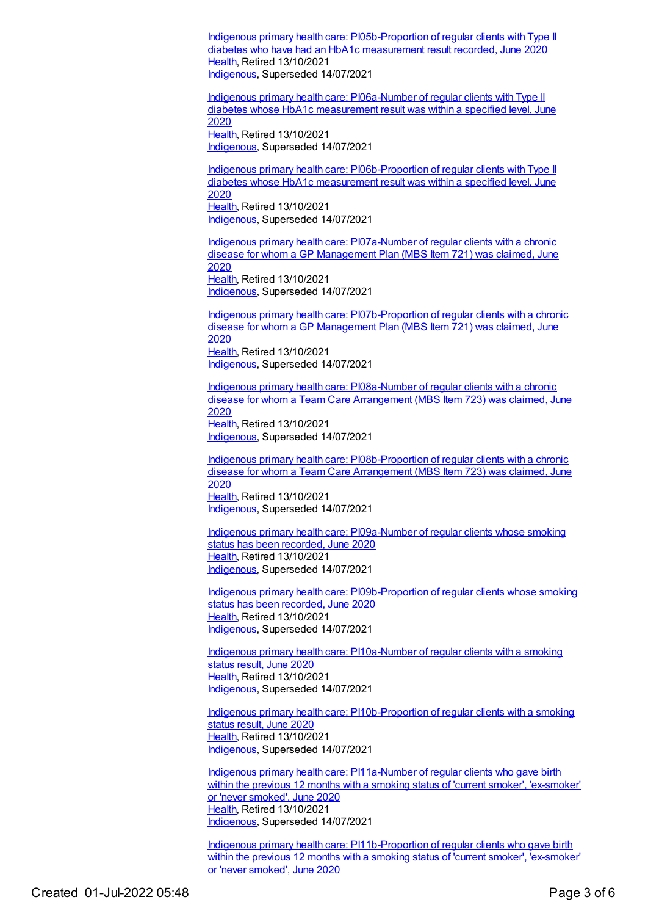[Indigenous primary health care: PI05b-Proportion of regular clients with Type II diabetes who have had an HbA1c measurement result recorded, June 2020](#)
[Health](#), Retired 13/10/2021
[Indigenous](#), Superseded 14/07/2021

[Indigenous primary health care: PI06a-Number of regular clients with Type II diabetes whose HbA1c measurement result was within a specified level, June 2020](#)
[Health](#), Retired 13/10/2021
[Indigenous](#), Superseded 14/07/2021

[Indigenous primary health care: PI06b-Proportion of regular clients with Type II diabetes whose HbA1c measurement result was within a specified level, June 2020](#)
[Health](#), Retired 13/10/2021
[Indigenous](#), Superseded 14/07/2021

[Indigenous primary health care: PI07a-Number of regular clients with a chronic disease for whom a GP Management Plan (MBS Item 721) was claimed, June 2020](#)
[Health](#), Retired 13/10/2021
[Indigenous](#), Superseded 14/07/2021

[Indigenous primary health care: PI07b-Proportion of regular clients with a chronic disease for whom a GP Management Plan (MBS Item 721) was claimed, June 2020](#)
[Health](#), Retired 13/10/2021
[Indigenous](#), Superseded 14/07/2021

[Indigenous primary health care: PI08a-Number of regular clients with a chronic disease for whom a Team Care Arrangement (MBS Item 723) was claimed, June 2020](#)
[Health](#), Retired 13/10/2021
[Indigenous](#), Superseded 14/07/2021

[Indigenous primary health care: PI08b-Proportion of regular clients with a chronic disease for whom a Team Care Arrangement (MBS Item 723) was claimed, June 2020](#)
[Health](#), Retired 13/10/2021
[Indigenous](#), Superseded 14/07/2021

[Indigenous primary health care: PI09a-Number of regular clients whose smoking status has been recorded, June 2020](#)
[Health](#), Retired 13/10/2021
[Indigenous](#), Superseded 14/07/2021

[Indigenous primary health care: PI09b-Proportion of regular clients whose smoking status has been recorded, June 2020](#)
[Health](#), Retired 13/10/2021
[Indigenous](#), Superseded 14/07/2021

[Indigenous primary health care: PI10a-Number of regular clients with a smoking status result, June 2020](#)
[Health](#), Retired 13/10/2021
[Indigenous](#), Superseded 14/07/2021

[Indigenous primary health care: PI10b-Proportion of regular clients with a smoking status result, June 2020](#)
[Health](#), Retired 13/10/2021
[Indigenous](#), Superseded 14/07/2021

[Indigenous primary health care: PI11a-Number of regular clients who gave birth within the previous 12 months with a smoking status of 'current smoker', 'ex-smoker' or 'never smoked', June 2020](#)
[Health](#), Retired 13/10/2021
[Indigenous](#), Superseded 14/07/2021

[Indigenous primary health care: PI11b-Proportion of regular clients who gave birth within the previous 12 months with a smoking status of 'current smoker', 'ex-smoker' or 'never smoked', June 2020](#)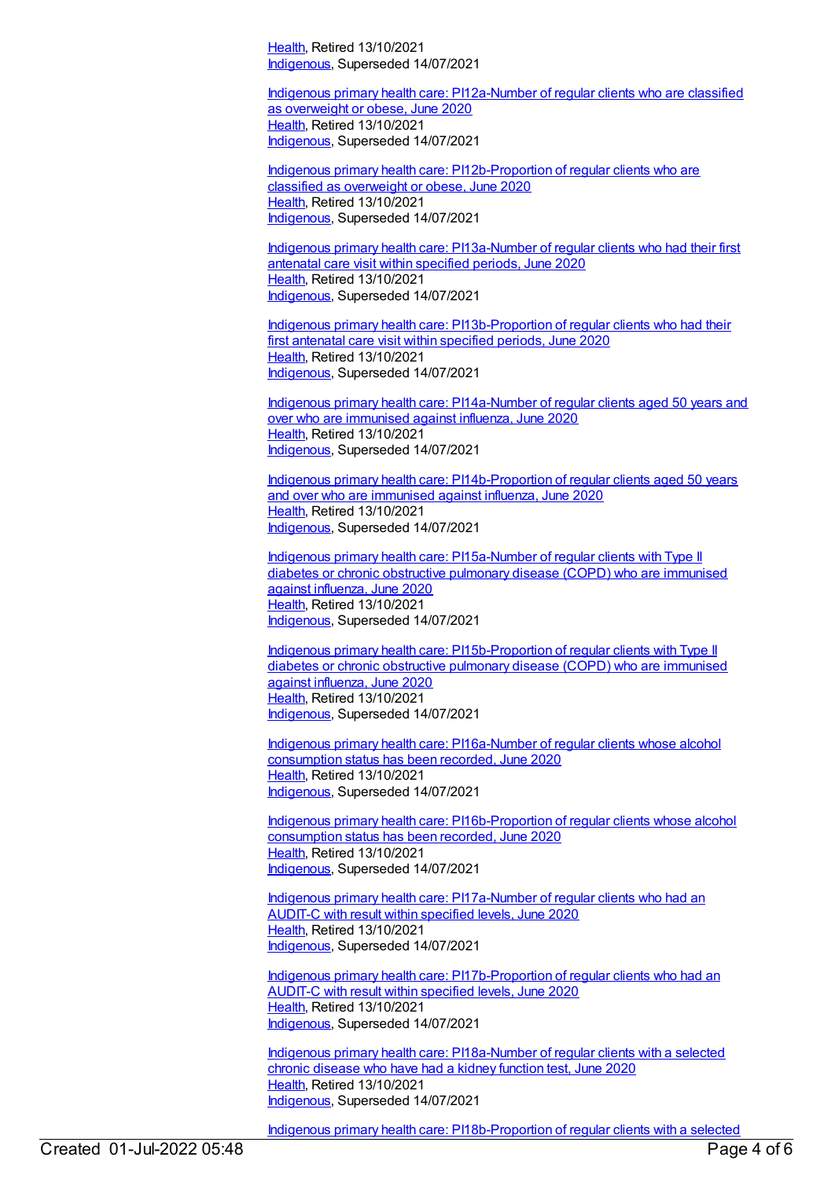[Health](), Retired 13/10/2021
[Indigenous](), Superseded 14/07/2021

[Indigenous primary health care: PI12a-Number of regular clients who are classified as overweight or obese, June 2020]()
[Health](), Retired 13/10/2021
[Indigenous](), Superseded 14/07/2021

[Indigenous primary health care: PI12b-Proportion of regular clients who are classified as overweight or obese, June 2020]()
[Health](), Retired 13/10/2021
[Indigenous](), Superseded 14/07/2021

[Indigenous primary health care: PI13a-Number of regular clients who had their first antenatal care visit within specified periods, June 2020]()
[Health](), Retired 13/10/2021
[Indigenous](), Superseded 14/07/2021

[Indigenous primary health care: PI13b-Proportion of regular clients who had their first antenatal care visit within specified periods, June 2020]()
[Health](), Retired 13/10/2021
[Indigenous](), Superseded 14/07/2021

[Indigenous primary health care: PI14a-Number of regular clients aged 50 years and over who are immunised against influenza, June 2020]()
[Health](), Retired 13/10/2021
[Indigenous](), Superseded 14/07/2021

[Indigenous primary health care: PI14b-Proportion of regular clients aged 50 years and over who are immunised against influenza, June 2020]()
[Health](), Retired 13/10/2021
[Indigenous](), Superseded 14/07/2021

[Indigenous primary health care: PI15a-Number of regular clients with Type II diabetes or chronic obstructive pulmonary disease (COPD) who are immunised against influenza, June 2020]()
[Health](), Retired 13/10/2021
[Indigenous](), Superseded 14/07/2021

[Indigenous primary health care: PI15b-Proportion of regular clients with Type II diabetes or chronic obstructive pulmonary disease (COPD) who are immunised against influenza, June 2020]()
[Health](), Retired 13/10/2021
[Indigenous](), Superseded 14/07/2021

[Indigenous primary health care: PI16a-Number of regular clients whose alcohol consumption status has been recorded, June 2020]()
[Health](), Retired 13/10/2021
[Indigenous](), Superseded 14/07/2021

[Indigenous primary health care: PI16b-Proportion of regular clients whose alcohol consumption status has been recorded, June 2020]()
[Health](), Retired 13/10/2021
[Indigenous](), Superseded 14/07/2021

[Indigenous primary health care: PI17a-Number of regular clients who had an AUDIT-C with result within specified levels, June 2020]()
[Health](), Retired 13/10/2021
[Indigenous](), Superseded 14/07/2021

[Indigenous primary health care: PI17b-Proportion of regular clients who had an AUDIT-C with result within specified levels, June 2020]()
[Health](), Retired 13/10/2021
[Indigenous](), Superseded 14/07/2021

[Indigenous primary health care: PI18a-Number of regular clients with a selected chronic disease who have had a kidney function test, June 2020]()
[Health](), Retired 13/10/2021
[Indigenous](), Superseded 14/07/2021

[Indigenous primary health care: PI18b-Proportion of regular clients with a selected]()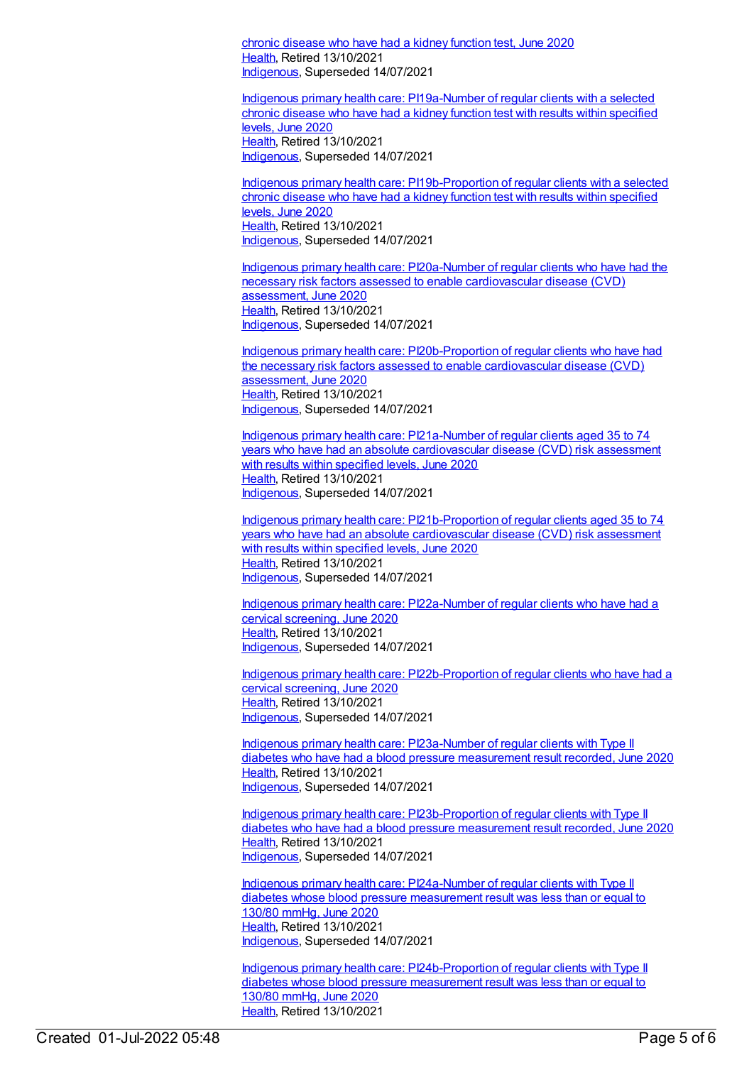chronic disease who have had a kidney function test, June 2020
Health, Retired 13/10/2021
Indigenous, Superseded 14/07/2021

Indigenous primary health care: PI19a-Number of regular clients with a selected chronic disease who have had a kidney function test with results within specified levels, June 2020
Health, Retired 13/10/2021
Indigenous, Superseded 14/07/2021

Indigenous primary health care: PI19b-Proportion of regular clients with a selected chronic disease who have had a kidney function test with results within specified levels, June 2020
Health, Retired 13/10/2021
Indigenous, Superseded 14/07/2021

Indigenous primary health care: PI20a-Number of regular clients who have had the necessary risk factors assessed to enable cardiovascular disease (CVD) assessment, June 2020
Health, Retired 13/10/2021
Indigenous, Superseded 14/07/2021

Indigenous primary health care: PI20b-Proportion of regular clients who have had the necessary risk factors assessed to enable cardiovascular disease (CVD) assessment, June 2020
Health, Retired 13/10/2021
Indigenous, Superseded 14/07/2021

Indigenous primary health care: PI21a-Number of regular clients aged 35 to 74 years who have had an absolute cardiovascular disease (CVD) risk assessment with results within specified levels, June 2020
Health, Retired 13/10/2021
Indigenous, Superseded 14/07/2021

Indigenous primary health care: PI21b-Proportion of regular clients aged 35 to 74 years who have had an absolute cardiovascular disease (CVD) risk assessment with results within specified levels, June 2020
Health, Retired 13/10/2021
Indigenous, Superseded 14/07/2021

Indigenous primary health care: PI22a-Number of regular clients who have had a cervical screening, June 2020
Health, Retired 13/10/2021
Indigenous, Superseded 14/07/2021

Indigenous primary health care: PI22b-Proportion of regular clients who have had a cervical screening, June 2020
Health, Retired 13/10/2021
Indigenous, Superseded 14/07/2021

Indigenous primary health care: PI23a-Number of regular clients with Type II diabetes who have had a blood pressure measurement result recorded, June 2020
Health, Retired 13/10/2021
Indigenous, Superseded 14/07/2021

Indigenous primary health care: PI23b-Proportion of regular clients with Type II diabetes who have had a blood pressure measurement result recorded, June 2020
Health, Retired 13/10/2021
Indigenous, Superseded 14/07/2021

Indigenous primary health care: PI24a-Number of regular clients with Type II diabetes whose blood pressure measurement result was less than or equal to 130/80 mmHg, June 2020
Health, Retired 13/10/2021
Indigenous, Superseded 14/07/2021

Indigenous primary health care: PI24b-Proportion of regular clients with Type II diabetes whose blood pressure measurement result was less than or equal to 130/80 mmHg, June 2020
Health, Retired 13/10/2021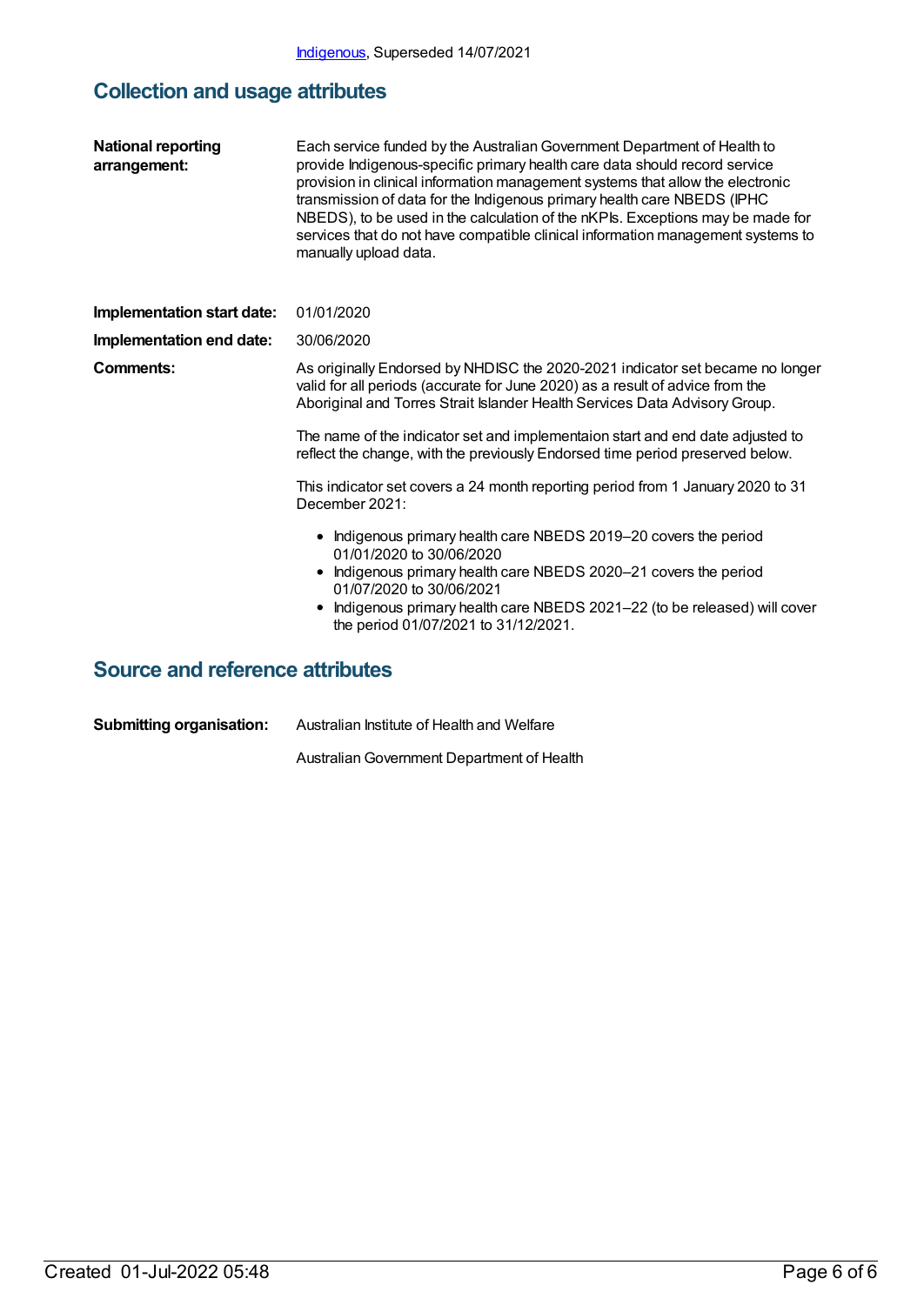[Indigenous](#), Superseded 14/07/2021

## Collection and usage attributes

**National reporting arrangement:** Each service funded by the Australian Government Department of Health to provide Indigenous-specific primary health care data should record service provision in clinical information management systems that allow the electronic transmission of data for the Indigenous primary health care NBEDS (IPHC NBEDS), to be used in the calculation of the nKPIs. Exceptions may be made for services that do not have compatible clinical information management systems to manually upload data.

**Implementation start date:** 01/01/2020

**Implementation end date:** 30/06/2020

**Comments:** As originally Endorsed by NHDISC the 2020-2021 indicator set became no longer valid for all periods (accurate for June 2020) as a result of advice from the Aboriginal and Torres Strait Islander Health Services Data Advisory Group.

The name of the indicator set and implementaion start and end date adjusted to reflect the change, with the previously Endorsed time period preserved below.

This indicator set covers a 24 month reporting period from 1 January 2020 to 31 December 2021:

- Indigenous primary health care NBEDS 2019–20 covers the period 01/01/2020 to 30/06/2020
- Indigenous primary health care NBEDS 2020–21 covers the period 01/07/2020 to 30/06/2021
- Indigenous primary health care NBEDS 2021–22 (to be released) will cover the period 01/07/2021 to 31/12/2021.

## Source and reference attributes

**Submitting organisation:** Australian Institute of Health and Welfare

Australian Government Department of Health